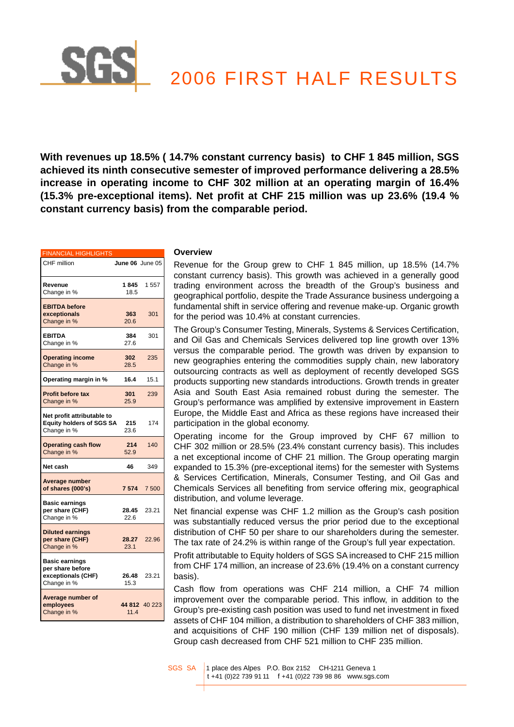# 2006 FIRST HALF RESULTS

**With revenues up 18.5% ( 14.7% constant currency basis) to CHF 1 845 million, SGS achieved its ninth consecutive semester of improved performance delivering a 28.5% increase in operating income to CHF 302 million at an operating margin of 16.4% (15.3% pre-exceptional items). Net profit at CHF 215 million was up 23.6% (19.4 % constant currency basis) from the comparable period.**

| FINANCIAL HIGHLIGHTS | | |
|---|---|---|
| CHF million | **June 06** | June 05 |
| **Revenue**<br>Change in % | **1 845**<br>18.5 | 1 557 |
| **EBITDA before exceptionals**<br>Change in % | **363**<br>20.6 | 301 |
| **EBITDA**<br>Change in % | **384**<br>27.6 | 301 |
| **Operating income**<br>Change in % | **302**<br>28.5 | 235 |
| **Operating margin in %** | **16.4** | 15.1 |
| **Profit before tax**<br>Change in % | **301**<br>25.9 | 239 |
| **Net profit attributable to Equity holders of SGS SA**<br>Change in % | **215**<br>23.6 | 174 |
| **Operating cash flow**<br>Change in % | **214**<br>52.9 | 140 |
| **Net cash** | **46** | 349 |
| **Average number of shares (000's)** | **7 574** | 7 500 |
| **Basic earnings per share (CHF)**<br>Change in % | **28.45**<br>22.6 | 23.21 |
| **Diluted earnings per share (CHF)**<br>Change in % | **28.27**<br>23.1 | 22.96 |
| **Basic earnings per share before exceptionals (CHF)**<br>Change in % | **26.48**<br>15.3 | 23.21 |
| **Average number of employees**<br>Change in % | **44 812**<br>11.4 | 40 223 |

## Overview

Revenue for the Group grew to CHF 1 845 million, up 18.5% (14.7% constant currency basis). This growth was achieved in a generally good trading environment across the breadth of the Group's business and geographical portfolio, despite the Trade Assurance business undergoing a fundamental shift in service offering and revenue make-up. Organic growth for the period was 10.4% at constant currencies.

The Group's Consumer Testing, Minerals, Systems & Services Certification, and Oil Gas and Chemicals Services delivered top line growth over 13% versus the comparable period. The growth was driven by expansion to new geographies entering the commodities supply chain, new laboratory outsourcing contracts as well as deployment of recently developed SGS products supporting new standards introductions. Growth trends in greater Asia and South East Asia remained robust during the semester. The Group's performance was amplified by extensive improvement in Eastern Europe, the Middle East and Africa as these regions have increased their participation in the global economy.

Operating income for the Group improved by CHF 67 million to CHF 302 million or 28.5% (23.4% constant currency basis). This includes a net exceptional income of CHF 21 million. The Group operating margin expanded to 15.3% (pre-exceptional items) for the semester with Systems & Services Certification, Minerals, Consumer Testing, and Oil Gas and Chemicals Services all benefiting from service offering mix, geographical distribution, and volume leverage.

Net financial expense was CHF 1.2 million as the Group's cash position was substantially reduced versus the prior period due to the exceptional distribution of CHF 50 per share to our shareholders during the semester. The tax rate of 24.2% is within range of the Group's full year expectation.

Profit attributable to Equity holders of SGS SA increased to CHF 215 million from CHF 174 million, an increase of 23.6% (19.4% on a constant currency basis).

Cash flow from operations was CHF 214 million, a CHF 74 million improvement over the comparable period. This inflow, in addition to the Group's pre-existing cash position was used to fund net investment in fixed assets of CHF 104 million, a distribution to shareholders of CHF 383 million, and acquisitions of CHF 190 million (CHF 139 million net of disposals). Group cash decreased from CHF 521 million to CHF 235 million.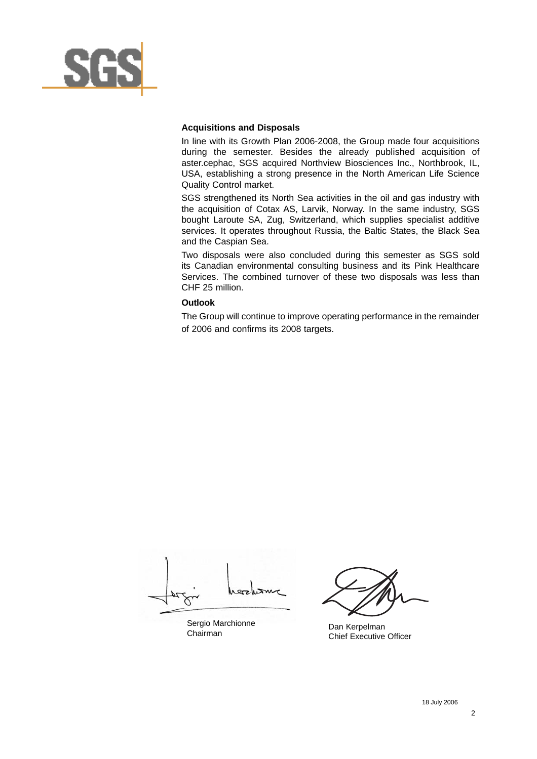**Acquisitions and Disposals**

In line with its Growth Plan 2006-2008, the Group made four acquisitions during the semester. Besides the already published acquisition of aster.cephac, SGS acquired Northview Biosciences Inc., Northbrook, IL, USA, establishing a strong presence in the North American Life Science Quality Control market.

SGS strengthened its North Sea activities in the oil and gas industry with the acquisition of Cotax AS, Larvik, Norway. In the same industry, SGS bought Laroute SA, Zug, Switzerland, which supplies specialist additive services. It operates throughout Russia, the Baltic States, the Black Sea and the Caspian Sea.

Two disposals were also concluded during this semester as SGS sold its Canadian environmental consulting business and its Pink Healthcare Services. The combined turnover of these two disposals was less than CHF 25 million.

**Outlook**

The Group will continue to improve operating performance in the remainder of 2006 and confirms its 2008 targets.

Sergio Marchionne
Chairman

Dan Kerpelman
Chief Executive Officer

18 July 2006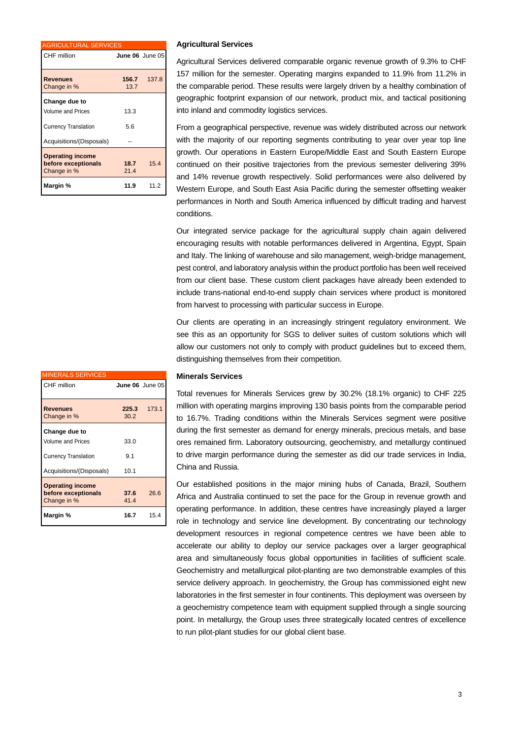| AGRICULTURAL SERVICES | | |
|---|---|---|
| CHF million | **June 06** | June 05 |
| **Revenues** | **156.7** | 137.8 |
| Change in % | 13.7 | |
| **Change due to** | | |
| Volume and Prices | 13.3 | |
| Currency Translation | 5.6 | |
| Acquisitions/(Disposals) | -- | |
| **Operating income before exceptionals** | **18.7** | 15.4 |
| Change in % | 21.4 | |
| **Margin %** | **11.9** | 11.2 |

### Agricultural Services

Agricultural Services delivered comparable organic revenue growth of 9.3% to CHF 157 million for the semester. Operating margins expanded to 11.9% from 11.2% in the comparable period. These results were largely driven by a healthy combination of geographic footprint expansion of our network, product mix, and tactical positioning into inland and commodity logistics services.

From a geographical perspective, revenue was widely distributed across our network with the majority of our reporting segments contributing to year over year top line growth. Our operations in Eastern Europe/Middle East and South Eastern Europe continued on their positive trajectories from the previous semester delivering 39% and 14% revenue growth respectively. Solid performances were also delivered by Western Europe, and South East Asia Pacific during the semester offsetting weaker performances in North and South America influenced by difficult trading and harvest conditions.

Our integrated service package for the agricultural supply chain again delivered encouraging results with notable performances delivered in Argentina, Egypt, Spain and Italy. The linking of warehouse and silo management, weigh-bridge management, pest control, and laboratory analysis within the product portfolio has been well received from our client base. These custom client packages have already been extended to include trans-national end-to-end supply chain services where product is monitored from harvest to processing with particular success in Europe.

Our clients are operating in an increasingly stringent regulatory environment. We see this as an opportunity for SGS to deliver suites of custom solutions which will allow our customers not only to comply with product guidelines but to exceed them, distinguishing themselves from their competition.

| MINERALS SERVICES | | |
|---|---|---|
| CHF million | **June 06** | June 05 |
| **Revenues** | **225.3** | 173.1 |
| Change in % | 30.2 | |
| **Change due to** | | |
| Volume and Prices | 33.0 | |
| Currency Translation | 9.1 | |
| Acquisitions/(Disposals) | 10.1 | |
| **Operating income before exceptionals** | **37.6** | 26.6 |
| Change in % | 41.4 | |
| **Margin %** | **16.7** | 15.4 |

### Minerals Services

Total revenues for Minerals Services grew by 30.2% (18.1% organic) to CHF 225 million with operating margins improving 130 basis points from the comparable period to 16.7%. Trading conditions within the Minerals Services segment were positive during the first semester as demand for energy minerals, precious metals, and base ores remained firm. Laboratory outsourcing, geochemistry, and metallurgy continued to drive margin performance during the semester as did our trade services in India, China and Russia.

Our established positions in the major mining hubs of Canada, Brazil, Southern Africa and Australia continued to set the pace for the Group in revenue growth and operating performance. In addition, these centres have increasingly played a larger role in technology and service line development. By concentrating our technology development resources in regional competence centres we have been able to accelerate our ability to deploy our service packages over a larger geographical area and simultaneously focus global opportunities in facilities of sufficient scale. Geochemistry and metallurgical pilot-planting are two demonstrable examples of this service delivery approach. In geochemistry, the Group has commissioned eight new laboratories in the first semester in four continents. This deployment was overseen by a geochemistry competence team with equipment supplied through a single sourcing point. In metallurgy, the Group uses three strategically located centres of excellence to run pilot-plant studies for our global client base.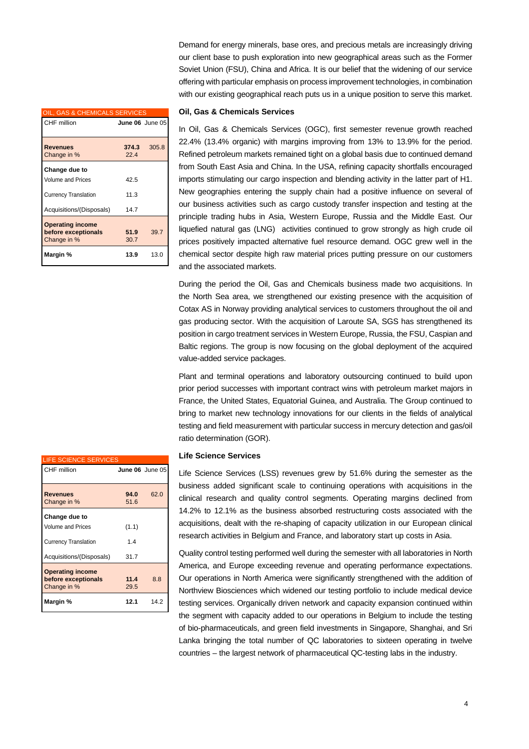Demand for energy minerals, base ores, and precious metals are increasingly driving our client base to push exploration into new geographical areas such as the Former Soviet Union (FSU), China and Africa. It is our belief that the widening of our service offering with particular emphasis on process improvement technologies, in combination with our existing geographical reach puts us in a unique position to serve this market.

### Oil, Gas & Chemicals Services

| OIL, GAS & CHEMICALS SERVICES | | |
|---|---|---|
| CHF million | **June 06** | June 05 |
| **Revenues** | **374.3** | 305.8 |
| Change in % | 22.4 | |
| **Change due to** | | |
| Volume and Prices | 42.5 | |
| Currency Translation | 11.3 | |
| Acquisitions/(Disposals) | 14.7 | |
| **Operating income before exceptionals** | **51.9** | 39.7 |
| Change in % | 30.7 | |
| **Margin %** | **13.9** | 13.0 |

In Oil, Gas & Chemicals Services (OGC), first semester revenue growth reached 22.4% (13.4% organic) with margins improving from 13% to 13.9% for the period. Refined petroleum markets remained tight on a global basis due to continued demand from South East Asia and China. In the USA, refining capacity shortfalls encouraged imports stimulating our cargo inspection and blending activity in the latter part of H1. New geographies entering the supply chain had a positive influence on several of our business activities such as cargo custody transfer inspection and testing at the principle trading hubs in Asia, Western Europe, Russia and the Middle East. Our liquefied natural gas (LNG) activities continued to grow strongly as high crude oil prices positively impacted alternative fuel resource demand. OGC grew well in the chemical sector despite high raw material prices putting pressure on our customers and the associated markets.

During the period the Oil, Gas and Chemicals business made two acquisitions. In the North Sea area, we strengthened our existing presence with the acquisition of Cotax AS in Norway providing analytical services to customers throughout the oil and gas producing sector. With the acquisition of Laroute SA, SGS has strengthened its position in cargo treatment services in Western Europe, Russia, the FSU, Caspian and Baltic regions. The group is now focusing on the global deployment of the acquired value-added service packages.

Plant and terminal operations and laboratory outsourcing continued to build upon prior period successes with important contract wins with petroleum market majors in France, the United States, Equatorial Guinea, and Australia. The Group continued to bring to market new technology innovations for our clients in the fields of analytical testing and field measurement with particular success in mercury detection and gas/oil ratio determination (GOR).

### Life Science Services

| LIFE SCIENCE SERVICES | | |
|---|---|---|
| CHF million | **June 06** | June 05 |
| **Revenues** | **94.0** | 62.0 |
| Change in % | 51.6 | |
| **Change due to** | | |
| Volume and Prices | (1.1) | |
| Currency Translation | 1.4 | |
| Acquisitions/(Disposals) | 31.7 | |
| **Operating income before exceptionals** | **11.4** | 8.8 |
| Change in % | 29.5 | |
| **Margin %** | **12.1** | 14.2 |

Life Science Services (LSS) revenues grew by 51.6% during the semester as the business added significant scale to continuing operations with acquisitions in the clinical research and quality control segments. Operating margins declined from 14.2% to 12.1% as the business absorbed restructuring costs associated with the acquisitions, dealt with the re-shaping of capacity utilization in our European clinical research activities in Belgium and France, and laboratory start up costs in Asia.

Quality control testing performed well during the semester with all laboratories in North America, and Europe exceeding revenue and operating performance expectations. Our operations in North America were significantly strengthened with the addition of Northview Biosciences which widened our testing portfolio to include medical device testing services. Organically driven network and capacity expansion continued within the segment with capacity added to our operations in Belgium to include the testing of bio-pharmaceuticals, and green field investments in Singapore, Shanghai, and Sri Lanka bringing the total number of QC laboratories to sixteen operating in twelve countries – the largest network of pharmaceutical QC-testing labs in the industry.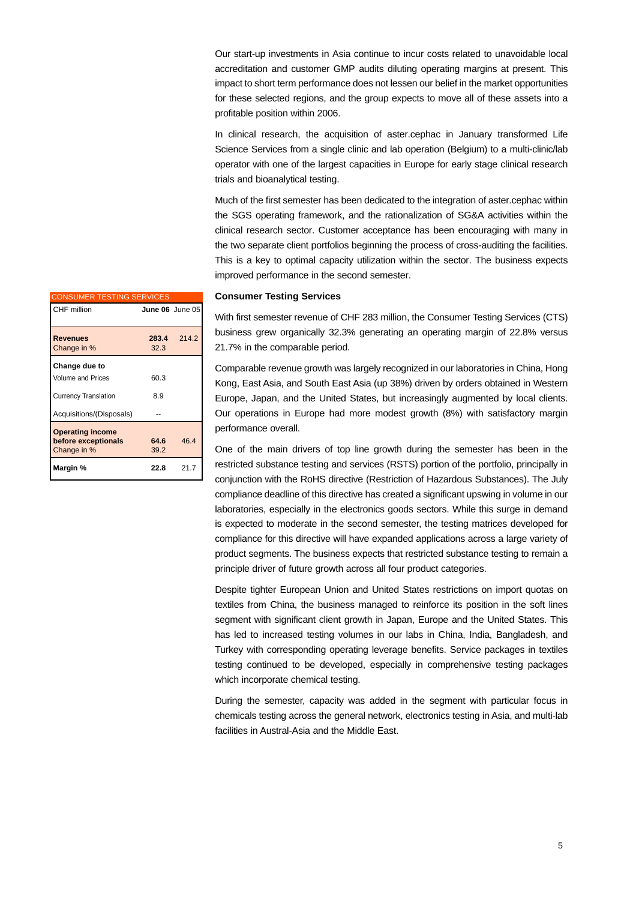Our start-up investments in Asia continue to incur costs related to unavoidable local accreditation and customer GMP audits diluting operating margins at present. This impact to short term performance does not lessen our belief in the market opportunities for these selected regions, and the group expects to move all of these assets into a profitable position within 2006.

In clinical research, the acquisition of aster.cephac in January transformed Life Science Services from a single clinic and lab operation (Belgium) to a multi-clinic/lab operator with one of the largest capacities in Europe for early stage clinical research trials and bioanalytical testing.

Much of the first semester has been dedicated to the integration of aster.cephac within the SGS operating framework, and the rationalization of SG&A activities within the clinical research sector. Customer acceptance has been encouraging with many in the two separate client portfolios beginning the process of cross-auditing the facilities. This is a key to optimal capacity utilization within the sector. The business expects improved performance in the second semester.

## Consumer Testing Services

| CONSUMER TESTING SERVICES | | |
|---|---|---|
| CHF million | **June 06** | June 05 |
| **Revenues** | **283.4** | 214.2 |
| Change in % | 32.3 | |
| **Change due to** | | |
| Volume and Prices | 60.3 | |
| Currency Translation | 8.9 | |
| Acquisitions/(Disposals) | -- | |
| **Operating income before exceptionals** | **64.6** | 46.4 |
| Change in % | 39.2 | |
| **Margin %** | **22.8** | 21.7 |

With first semester revenue of CHF 283 million, the Consumer Testing Services (CTS) business grew organically 32.3% generating an operating margin of 22.8% versus 21.7% in the comparable period.

Comparable revenue growth was largely recognized in our laboratories in China, Hong Kong, East Asia, and South East Asia (up 38%) driven by orders obtained in Western Europe, Japan, and the United States, but increasingly augmented by local clients. Our operations in Europe had more modest growth (8%) with satisfactory margin performance overall.

One of the main drivers of top line growth during the semester has been in the restricted substance testing and services (RSTS) portion of the portfolio, principally in conjunction with the RoHS directive (Restriction of Hazardous Substances). The July compliance deadline of this directive has created a significant upswing in volume in our laboratories, especially in the electronics goods sectors. While this surge in demand is expected to moderate in the second semester, the testing matrices developed for compliance for this directive will have expanded applications across a large variety of product segments. The business expects that restricted substance testing to remain a principle driver of future growth across all four product categories.

Despite tighter European Union and United States restrictions on import quotas on textiles from China, the business managed to reinforce its position in the soft lines segment with significant client growth in Japan, Europe and the United States. This has led to increased testing volumes in our labs in China, India, Bangladesh, and Turkey with corresponding operating leverage benefits. Service packages in textiles testing continued to be developed, especially in comprehensive testing packages which incorporate chemical testing.

During the semester, capacity was added in the segment with particular focus in chemicals testing across the general network, electronics testing in Asia, and multi-lab facilities in Austral-Asia and the Middle East.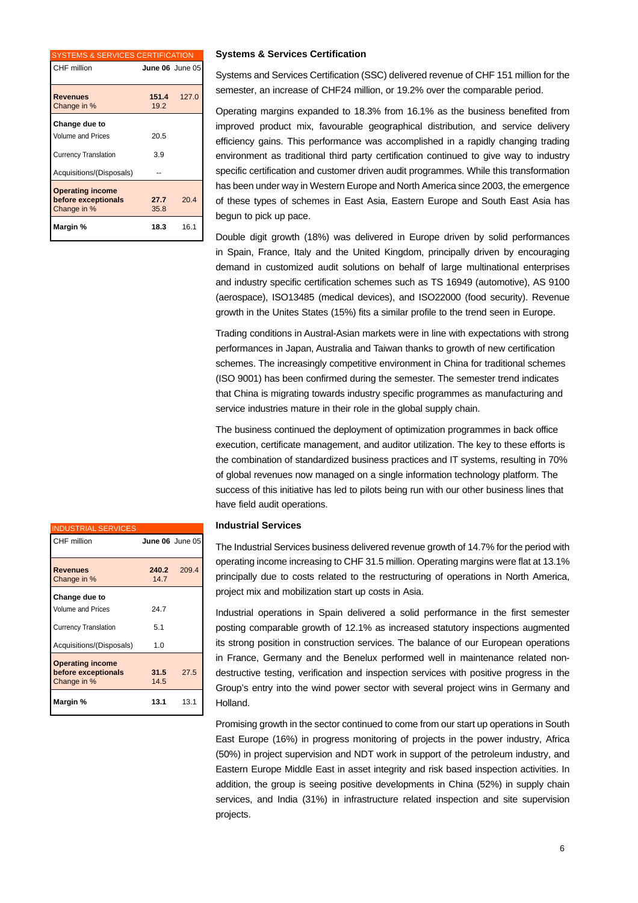| SYSTEMS & SERVICES CERTIFICATION | | |
|---|---|---|
| CHF million | **June 06** | June 05 |
| **Revenues** | **151.4** | 127.0 |
| Change in % | 19.2 | |
| **Change due to** | | |
| Volume and Prices | 20.5 | |
| Currency Translation | 3.9 | |
| Acquisitions/(Disposals) | -- | |
| **Operating income before exceptionals** | **27.7** | 20.4 |
| Change in % | 35.8 | |
| **Margin %** | **18.3** | 16.1 |

### Systems & Services Certification

Systems and Services Certification (SSC) delivered revenue of CHF 151 million for the semester, an increase of CHF24 million, or 19.2% over the comparable period.

Operating margins expanded to 18.3% from 16.1% as the business benefited from improved product mix, favourable geographical distribution, and service delivery efficiency gains. This performance was accomplished in a rapidly changing trading environment as traditional third party certification continued to give way to industry specific certification and customer driven audit programmes. While this transformation has been under way in Western Europe and North America since 2003, the emergence of these types of schemes in East Asia, Eastern Europe and South East Asia has begun to pick up pace.

Double digit growth (18%) was delivered in Europe driven by solid performances in Spain, France, Italy and the United Kingdom, principally driven by encouraging demand in customized audit solutions on behalf of large multinational enterprises and industry specific certification schemes such as TS 16949 (automotive), AS 9100 (aerospace), ISO13485 (medical devices), and ISO22000 (food security). Revenue growth in the Unites States (15%) fits a similar profile to the trend seen in Europe.

Trading conditions in Austral-Asian markets were in line with expectations with strong performances in Japan, Australia and Taiwan thanks to growth of new certification schemes. The increasingly competitive environment in China for traditional schemes (ISO 9001) has been confirmed during the semester. The semester trend indicates that China is migrating towards industry specific programmes as manufacturing and service industries mature in their role in the global supply chain.

The business continued the deployment of optimization programmes in back office execution, certificate management, and auditor utilization. The key to these efforts is the combination of standardized business practices and IT systems, resulting in 70% of global revenues now managed on a single information technology platform. The success of this initiative has led to pilots being run with our other business lines that have field audit operations.

| INDUSTRIAL SERVICES | | |
|---|---|---|
| CHF million | **June 06** | June 05 |
| **Revenues** | **240.2** | 209.4 |
| Change in % | 14.7 | |
| **Change due to** | | |
| Volume and Prices | 24.7 | |
| Currency Translation | 5.1 | |
| Acquisitions/(Disposals) | 1.0 | |
| **Operating income before exceptionals** | **31.5** | 27.5 |
| Change in % | 14.5 | |
| **Margin %** | **13.1** | 13.1 |

### Industrial Services

The Industrial Services business delivered revenue growth of 14.7% for the period with operating income increasing to CHF 31.5 million. Operating margins were flat at 13.1% principally due to costs related to the restructuring of operations in North America, project mix and mobilization start up costs in Asia.

Industrial operations in Spain delivered a solid performance in the first semester posting comparable growth of 12.1% as increased statutory inspections augmented its strong position in construction services. The balance of our European operations in France, Germany and the Benelux performed well in maintenance related non-destructive testing, verification and inspection services with positive progress in the Group's entry into the wind power sector with several project wins in Germany and Holland.

Promising growth in the sector continued to come from our start up operations in South East Europe (16%) in progress monitoring of projects in the power industry, Africa (50%) in project supervision and NDT work in support of the petroleum industry, and Eastern Europe Middle East in asset integrity and risk based inspection activities. In addition, the group is seeing positive developments in China (52%) in supply chain services, and India (31%) in infrastructure related inspection and site supervision projects.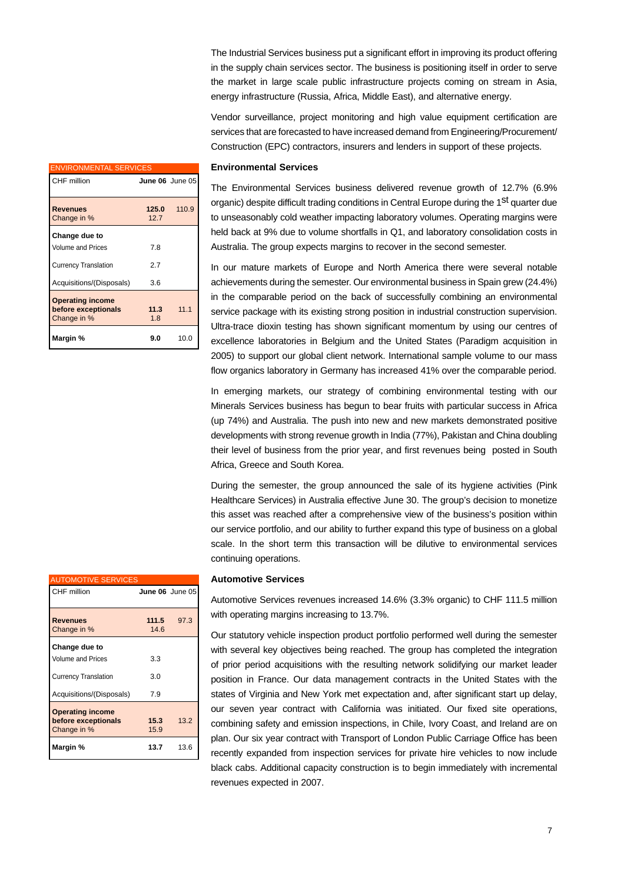The Industrial Services business put a significant effort in improving its product offering in the supply chain services sector. The business is positioning itself in order to serve the market in large scale public infrastructure projects coming on stream in Asia, energy infrastructure (Russia, Africa, Middle East), and alternative energy.

Vendor surveillance, project monitoring and high value equipment certification are services that are forecasted to have increased demand from Engineering/Procurement/ Construction (EPC) contractors, insurers and lenders in support of these projects.

## Environmental Services

| ENVIRONMENTAL SERVICES | | |
|---|---|---|
| CHF million | **June 06** | June 05 |
| **Revenues** | **125.0** | 110.9 |
| Change in % | 12.7 | |
| **Change due to** | | |
| Volume and Prices | 7.8 | |
| Currency Translation | 2.7 | |
| Acquisitions/(Disposals) | 3.6 | |
| **Operating income before exceptionals** | **11.3** | 11.1 |
| Change in % | 1.8 | |
| **Margin %** | **9.0** | 10.0 |

The Environmental Services business delivered revenue growth of 12.7% (6.9% organic) despite difficult trading conditions in Central Europe during the 1st quarter due to unseasonably cold weather impacting laboratory volumes. Operating margins were held back at 9% due to volume shortfalls in Q1, and laboratory consolidation costs in Australia. The group expects margins to recover in the second semester.

In our mature markets of Europe and North America there were several notable achievements during the semester. Our environmental business in Spain grew (24.4%) in the comparable period on the back of successfully combining an environmental service package with its existing strong position in industrial construction supervision. Ultra-trace dioxin testing has shown significant momentum by using our centres of excellence laboratories in Belgium and the United States (Paradigm acquisition in 2005) to support our global client network. International sample volume to our mass flow organics laboratory in Germany has increased 41% over the comparable period.

In emerging markets, our strategy of combining environmental testing with our Minerals Services business has begun to bear fruits with particular success in Africa (up 74%) and Australia. The push into new and new markets demonstrated positive developments with strong revenue growth in India (77%), Pakistan and China doubling their level of business from the prior year, and first revenues being posted in South Africa, Greece and South Korea.

During the semester, the group announced the sale of its hygiene activities (Pink Healthcare Services) in Australia effective June 30. The group's decision to monetize this asset was reached after a comprehensive view of the business's position within our service portfolio, and our ability to further expand this type of business on a global scale. In the short term this transaction will be dilutive to environmental services continuing operations.

## Automotive Services

| AUTOMOTIVE SERVICES | | |
|---|---|---|
| CHF million | **June 06** | June 05 |
| **Revenues** | **111.5** | 97.3 |
| Change in % | 14.6 | |
| **Change due to** | | |
| Volume and Prices | 3.3 | |
| Currency Translation | 3.0 | |
| Acquisitions/(Disposals) | 7.9 | |
| **Operating income before exceptionals** | **15.3** | 13.2 |
| Change in % | 15.9 | |
| **Margin %** | **13.7** | 13.6 |

Automotive Services revenues increased 14.6% (3.3% organic) to CHF 111.5 million with operating margins increasing to 13.7%.

Our statutory vehicle inspection product portfolio performed well during the semester with several key objectives being reached. The group has completed the integration of prior period acquisitions with the resulting network solidifying our market leader position in France. Our data management contracts in the United States with the states of Virginia and New York met expectation and, after significant start up delay, our seven year contract with California was initiated. Our fixed site operations, combining safety and emission inspections, in Chile, Ivory Coast, and Ireland are on plan. Our six year contract with Transport of London Public Carriage Office has been recently expanded from inspection services for private hire vehicles to now include black cabs. Additional capacity construction is to begin immediately with incremental revenues expected in 2007.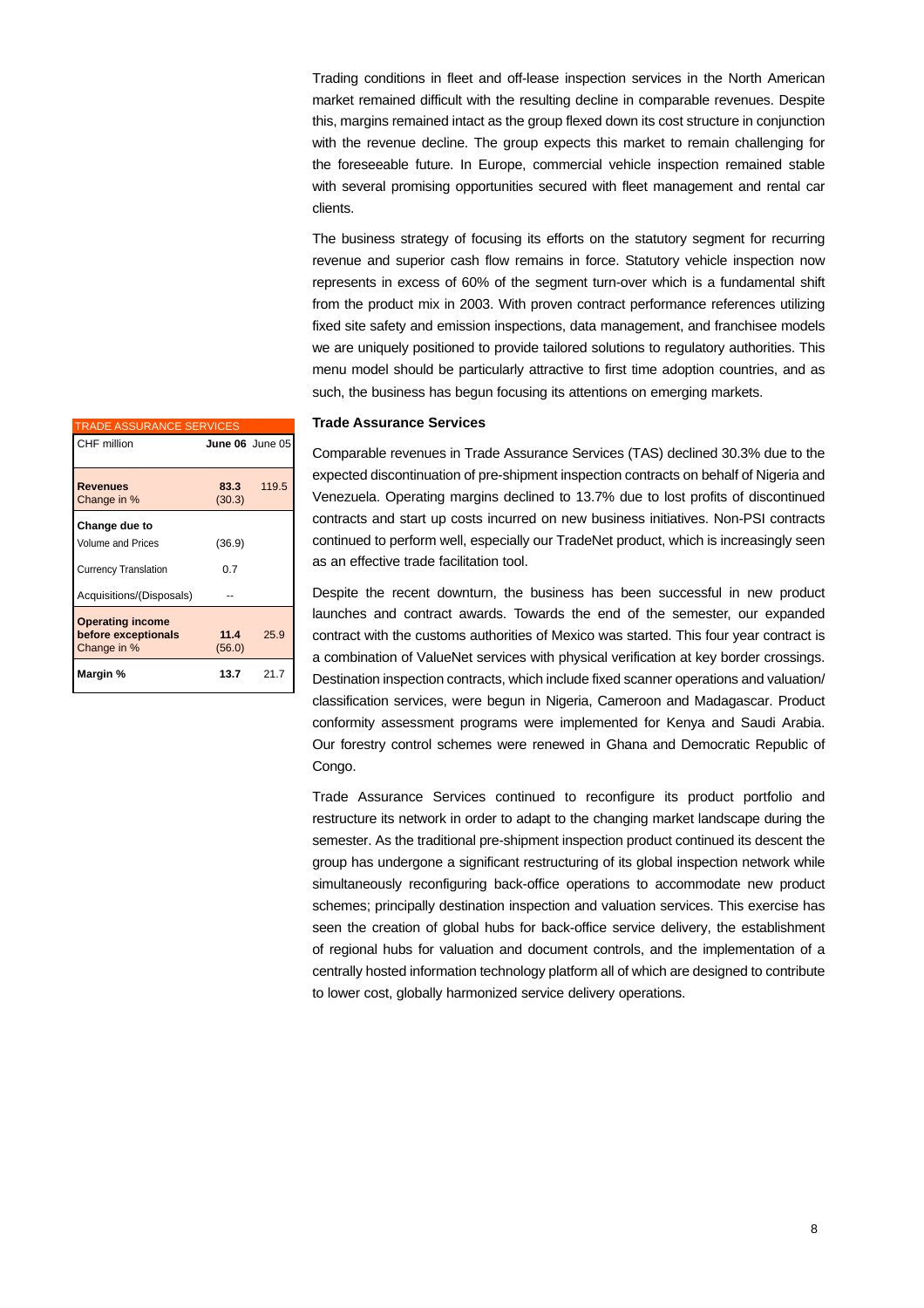Trading conditions in fleet and off-lease inspection services in the North American market remained difficult with the resulting decline in comparable revenues. Despite this, margins remained intact as the group flexed down its cost structure in conjunction with the revenue decline. The group expects this market to remain challenging for the foreseeable future. In Europe, commercial vehicle inspection remained stable with several promising opportunities secured with fleet management and rental car clients.

The business strategy of focusing its efforts on the statutory segment for recurring revenue and superior cash flow remains in force. Statutory vehicle inspection now represents in excess of 60% of the segment turn-over which is a fundamental shift from the product mix in 2003. With proven contract performance references utilizing fixed site safety and emission inspections, data management, and franchisee models we are uniquely positioned to provide tailored solutions to regulatory authorities. This menu model should be particularly attractive to first time adoption countries, and as such, the business has begun focusing its attentions on emerging markets.

### Trade Assurance Services

| TRADE ASSURANCE SERVICES | | |
|---|---|---|
| CHF million | **June 06** | June 05 |
| **Revenues** | **83.3** | 119.5 |
| Change in % | (30.3) | |
| **Change due to** | | |
| Volume and Prices | (36.9) | |
| Currency Translation | 0.7 | |
| Acquisitions/(Disposals) | -- | |
| **Operating income before exceptionals** | **11.4** | 25.9 |
| Change in % | (56.0) | |
| **Margin %** | **13.7** | 21.7 |

Comparable revenues in Trade Assurance Services (TAS) declined 30.3% due to the expected discontinuation of pre-shipment inspection contracts on behalf of Nigeria and Venezuela. Operating margins declined to 13.7% due to lost profits of discontinued contracts and start up costs incurred on new business initiatives. Non-PSI contracts continued to perform well, especially our TradeNet product, which is increasingly seen as an effective trade facilitation tool.

Despite the recent downturn, the business has been successful in new product launches and contract awards. Towards the end of the semester, our expanded contract with the customs authorities of Mexico was started. This four year contract is a combination of ValueNet services with physical verification at key border crossings. Destination inspection contracts, which include fixed scanner operations and valuation/ classification services, were begun in Nigeria, Cameroon and Madagascar. Product conformity assessment programs were implemented for Kenya and Saudi Arabia. Our forestry control schemes were renewed in Ghana and Democratic Republic of Congo.

Trade Assurance Services continued to reconfigure its product portfolio and restructure its network in order to adapt to the changing market landscape during the semester. As the traditional pre-shipment inspection product continued its descent the group has undergone a significant restructuring of its global inspection network while simultaneously reconfiguring back-office operations to accommodate new product schemes; principally destination inspection and valuation services. This exercise has seen the creation of global hubs for back-office service delivery, the establishment of regional hubs for valuation and document controls, and the implementation of a centrally hosted information technology platform all of which are designed to contribute to lower cost, globally harmonized service delivery operations.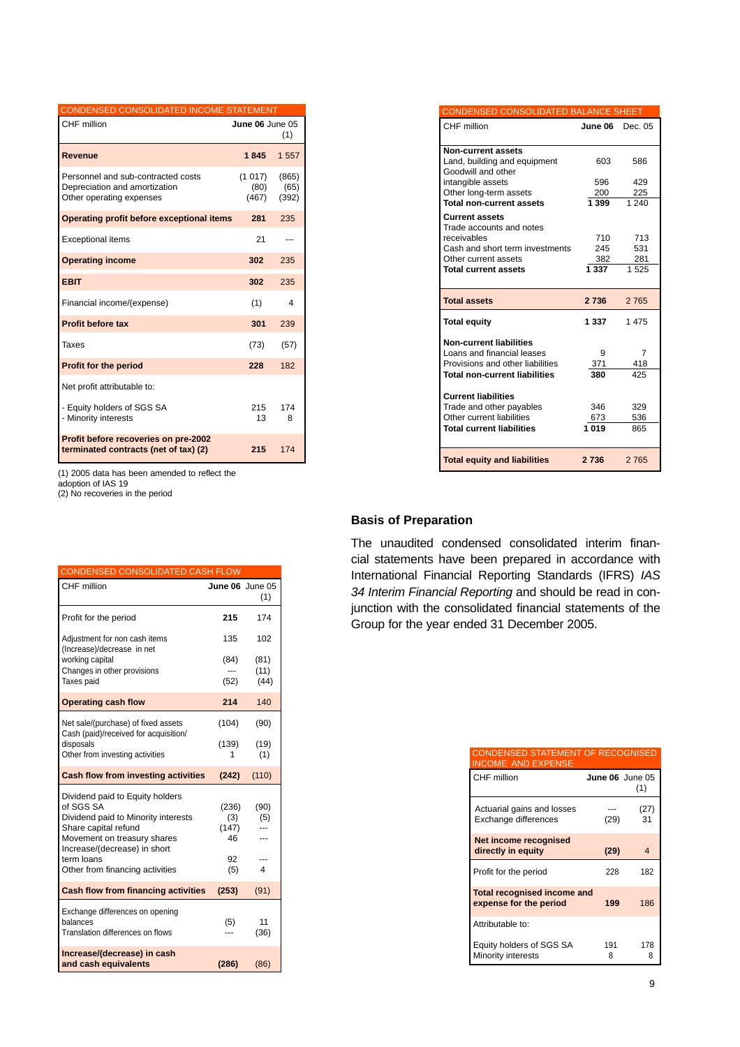| CONDENSED CONSOLIDATED INCOME STATEMENT | | |
|---|---|---|
| CHF million | **June 06** | June 05 (1) |
| **Revenue** | **1 845** | 1 557 |
| Personnel and sub-contracted costs | (1 017) | (865) |
| Depreciation and amortization | (80) | (65) |
| Other operating expenses | (467) | (392) |
| **Operating profit before exceptional items** | **281** | 235 |
| Exceptional items | 21 | --- |
| **Operating income** | **302** | 235 |
| **EBIT** | **302** | 235 |
| Financial income/(expense) | (1) | 4 |
| **Profit before tax** | **301** | 239 |
| Taxes | (73) | (57) |
| **Profit for the period** | **228** | 182 |
| Net profit attributable to: | | |
| - Equity holders of SGS SA | 215 | 174 |
| - Minority interests | 13 | 8 |
| **Profit before recoveries on pre-2002 terminated contracts (net of tax) (2)** | **215** | 174 |

(1) 2005 data has been amended to reflect the adoption of IAS 19
(2) No recoveries in the period

| CONDENSED CONSOLIDATED CASH FLOW | | |
|---|---|---|
| CHF million | **June 06** | June 05 (1) |
| Profit for the period | **215** | 174 |
| Adjustment for non cash items | 135 | 102 |
| (Increase)/decrease in net working capital | (84) | (81) |
| Changes in other provisions | --- | (11) |
| Taxes paid | (52) | (44) |
| **Operating cash flow** | **214** | 140 |
| Net sale/(purchase) of fixed assets | (104) | (90) |
| Cash (paid)/received for acquisition/disposals | (139) | (19) |
| Other from investing activities | 1 | (1) |
| **Cash flow from investing activities** | **(242)** | (110) |
| Dividend paid to Equity holders of SGS SA | (236) | (90) |
| Dividend paid to Minority interests | (3) | (5) |
| Share capital refund | (147) | --- |
| Movement on treasury shares | 46 | --- |
| Increase/(decrease) in short term loans | 92 | --- |
| Other from financing activities | (5) | 4 |
| **Cash flow from financing activities** | **(253)** | (91) |
| Exchange differences on opening balances | (5) | 11 |
| Translation differences on flows | --- | (36) |
| **Increase/(decrease) in cash and cash equivalents** | **(286)** | (86) |

| CONDENSED CONSOLIDATED BALANCE SHEET | | |
|---|---|---|
| CHF million | **June 06** | Dec. 05 |
| **Non-current assets** | | |
| Land, building and equipment | 603 | 586 |
| Goodwill and other intangible assets | 596 | 429 |
| Other long-term assets | 200 | 225 |
| **Total non-current assets** | **1 399** | 1 240 |
| **Current assets** | | |
| Trade accounts and notes receivables | 710 | 713 |
| Cash and short term investments | 245 | 531 |
| Other current assets | 382 | 281 |
| **Total current assets** | **1 337** | 1 525 |
| **Total assets** | **2 736** | 2 765 |
| **Total equity** | **1 337** | 1 475 |
| **Non-current liabilities** | | |
| Loans and financial leases | 9 | 7 |
| Provisions and other liabilities | 371 | 418 |
| **Total non-current liabilities** | **380** | 425 |
| **Current liabilities** | | |
| Trade and other payables | 346 | 329 |
| Other current liabilities | 673 | 536 |
| **Total current liabilities** | **1 019** | 865 |
| **Total equity and liabilities** | **2 736** | 2 765 |

## Basis of Preparation

The unaudited condensed consolidated interim financial statements have been prepared in accordance with International Financial Reporting Standards (IFRS) *IAS 34 Interim Financial Reporting* and should be read in conjunction with the consolidated financial statements of the Group for the year ended 31 December 2005.

| CONDENSED STATEMENT OF RECOGNISED INCOME AND EXPENSE | | |
|---|---|---|
| CHF million | **June 06** | June 05 (1) |
| Actuarial gains and losses | --- | (27) |
| Exchange differences | (29) | 31 |
| **Net income recognised directly in equity** | **(29)** | 4 |
| Profit for the period | 228 | 182 |
| **Total recognised income and expense for the period** | **199** | 186 |
| Attributable to: | | |
| Equity holders of SGS SA | 191 | 178 |
| Minority interests | 8 | 8 |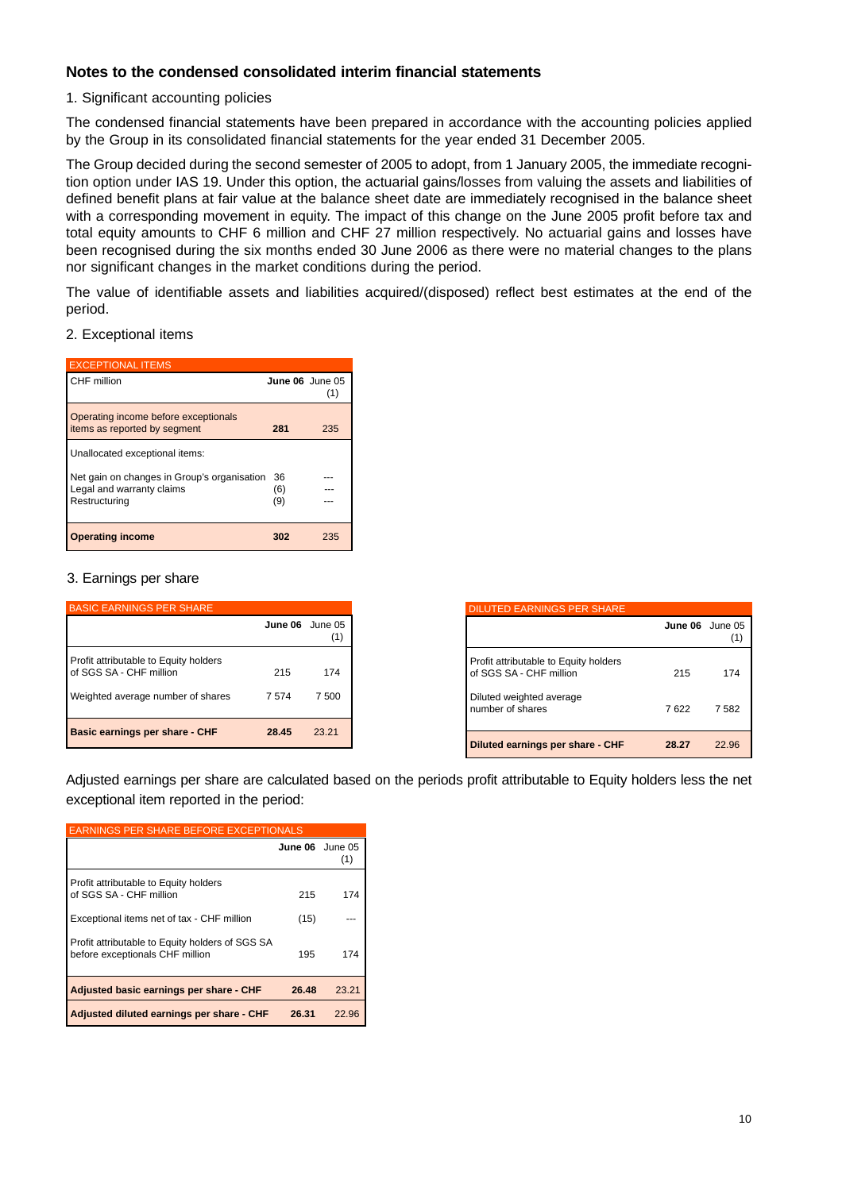## Notes to the condensed consolidated interim financial statements

1. Significant accounting policies

The condensed financial statements have been prepared in accordance with the accounting policies applied by the Group in its consolidated financial statements for the year ended 31 December 2005.

The Group decided during the second semester of 2005 to adopt, from 1 January 2005, the immediate recognition option under IAS 19. Under this option, the actuarial gains/losses from valuing the assets and liabilities of defined benefit plans at fair value at the balance sheet date are immediately recognised in the balance sheet with a corresponding movement in equity. The impact of this change on the June 2005 profit before tax and total equity amounts to CHF 6 million and CHF 27 million respectively. No actuarial gains and losses have been recognised during the six months ended 30 June 2006 as there were no material changes to the plans nor significant changes in the market conditions during the period.

The value of identifiable assets and liabilities acquired/(disposed) reflect best estimates at the end of the period.

2. Exceptional items

| EXCEPTIONAL ITEMS | | |
|---|---|---|
| CHF million | **June 06** | June 05 (1) |
| Operating income before exceptionals items as reported by segment | **281** | 235 |
| Unallocated exceptional items: | | |
| Net gain on changes in Group's organisation | 36 | --- |
| Legal and warranty claims | (6) | --- |
| Restructuring | (9) | --- |
| **Operating income** | **302** | 235 |

3. Earnings per share

| BASIC EARNINGS PER SHARE | | |
|---|---|---|
| | **June 06** | June 05 (1) |
| Profit attributable to Equity holders of SGS SA - CHF million | 215 | 174 |
| Weighted average number of shares | 7 574 | 7 500 |
| **Basic earnings per share - CHF** | **28.45** | 23.21 |

| DILUTED EARNINGS PER SHARE | | |
|---|---|---|
| | **June 06** | June 05 (1) |
| Profit attributable to Equity holders of SGS SA - CHF million | 215 | 174 |
| Diluted weighted average number of shares | 7 622 | 7 582 |
| **Diluted earnings per share - CHF** | **28.27** | 22.96 |

Adjusted earnings per share are calculated based on the periods profit attributable to Equity holders less the net exceptional item reported in the period:

| EARNINGS PER SHARE BEFORE EXCEPTIONALS | | |
|---|---|---|
| | **June 06** | June 05 (1) |
| Profit attributable to Equity holders of SGS SA - CHF million | 215 | 174 |
| Exceptional items net of tax - CHF million | (15) | --- |
| Profit attributable to Equity holders of SGS SA before exceptionals CHF million | 195 | 174 |
| **Adjusted basic earnings per share - CHF** | **26.48** | 23.21 |
| **Adjusted diluted earnings per share - CHF** | **26.31** | 22.96 |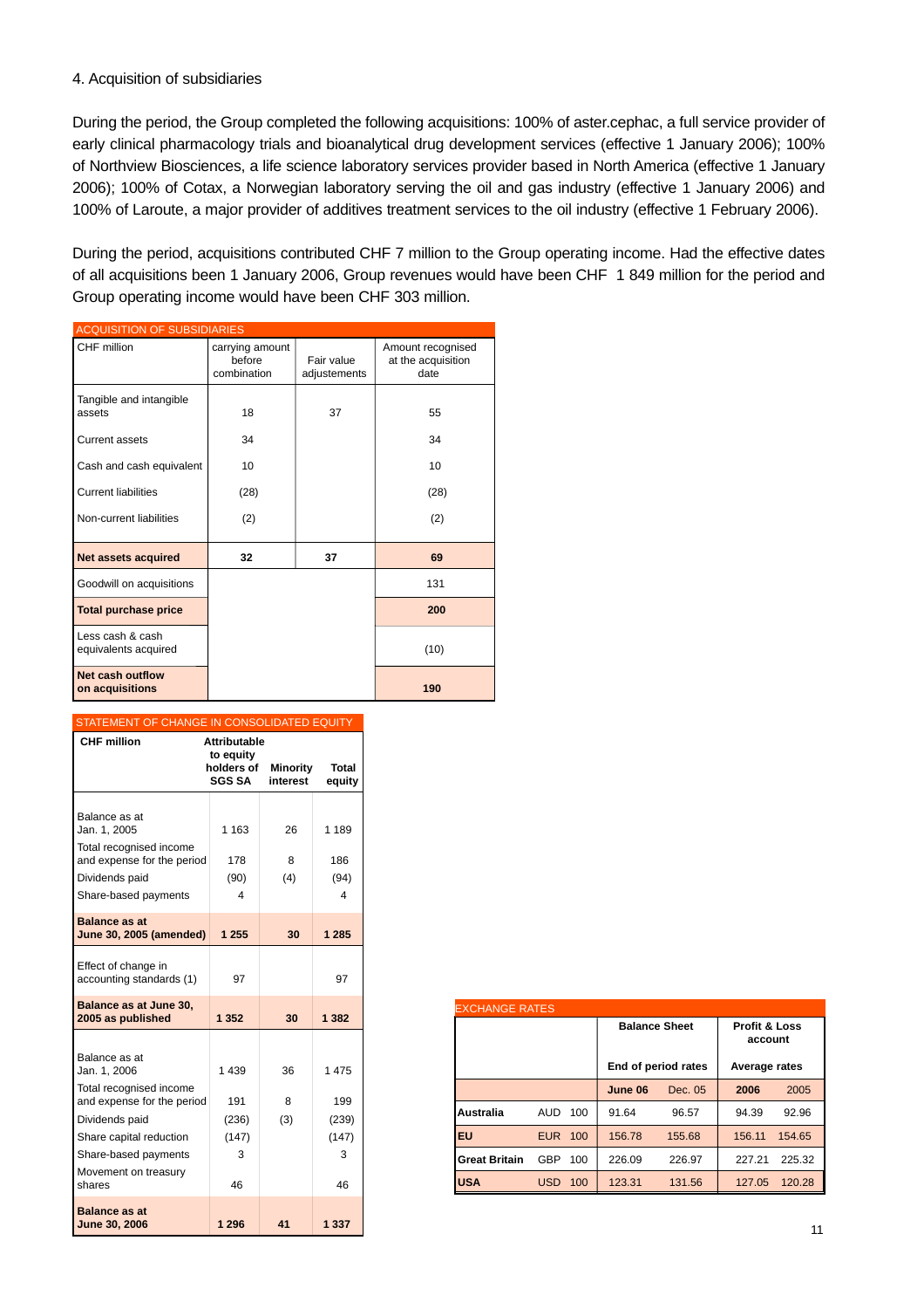## 4. Acquisition of subsidiaries

During the period, the Group completed the following acquisitions: 100% of aster.cephac, a full service provider of early clinical pharmacology trials and bioanalytical drug development services (effective 1 January 2006); 100% of Northview Biosciences, a life science laboratory services provider based in North America (effective 1 January 2006); 100% of Cotax, a Norwegian laboratory serving the oil and gas industry (effective 1 January 2006) and 100% of Laroute, a major provider of additives treatment services to the oil industry (effective 1 February 2006).

During the period, acquisitions contributed CHF 7 million to the Group operating income. Had the effective dates of all acquisitions been 1 January 2006, Group revenues would have been CHF 1 849 million for the period and Group operating income would have been CHF 303 million.

**ACQUISITION OF SUBSIDIARIES**

| CHF million | carrying amount before combination | Fair value adjustements | Amount recognised at the acquisition date |
|---|---|---|---|
| Tangible and intangible assets | 18 | 37 | 55 |
| Current assets | 34 | | 34 |
| Cash and cash equivalent | 10 | | 10 |
| Current liabilities | (28) | | (28) |
| Non-current liabilities | (2) | | (2) |
| **Net assets acquired** | **32** | **37** | **69** |
| Goodwill on acquisitions | | | 131 |
| **Total purchase price** | | | **200** |
| Less cash & cash equivalents acquired | | | (10) |
| **Net cash outflow on acquisitions** | | | **190** |

**STATEMENT OF CHANGE IN CONSOLIDATED EQUITY**

| CHF million | Attributable to equity holders of SGS SA | Minority interest | Total equity |
|---|---|---|---|
| Balance as at Jan. 1, 2005 | 1 163 | 26 | 1 189 |
| Total recognised income and expense for the period | 178 | 8 | 186 |
| Dividends paid | (90) | (4) | (94) |
| Share-based payments | 4 | | 4 |
| **Balance as at June 30, 2005 (amended)** | **1 255** | **30** | **1 285** |
| Effect of change in accounting standards (1) | 97 | | 97 |
| **Balance as at June 30, 2005 as published** | **1 352** | **30** | **1 382** |
| Balance as at Jan. 1, 2006 | 1 439 | 36 | 1 475 |
| Total recognised income and expense for the period | 191 | 8 | 199 |
| Dividends paid | (236) | (3) | (239) |
| Share capital reduction | (147) | | (147) |
| Share-based payments | 3 | | 3 |
| Movement on treasury shares | 46 | | 46 |
| **Balance as at June 30, 2006** | **1 296** | **41** | **1 337** |

**EXCHANGE RATES**

| | | | Balance Sheet | | Profit & Loss account | |
|---|---|---|---|---|---|---|
| | | | End of period rates | | Average rates | |
| | | | **June 06** | Dec. 05 | **2006** | 2005 |
| **Australia** | AUD | 100 | 91.64 | 96.57 | 94.39 | 92.96 |
| **EU** | EUR | 100 | 156.78 | 155.68 | 156.11 | 154.65 |
| **Great Britain** | GBP | 100 | 226.09 | 226.97 | 227.21 | 225.32 |
| **USA** | USD | 100 | 123.31 | 131.56 | 127.05 | 120.28 |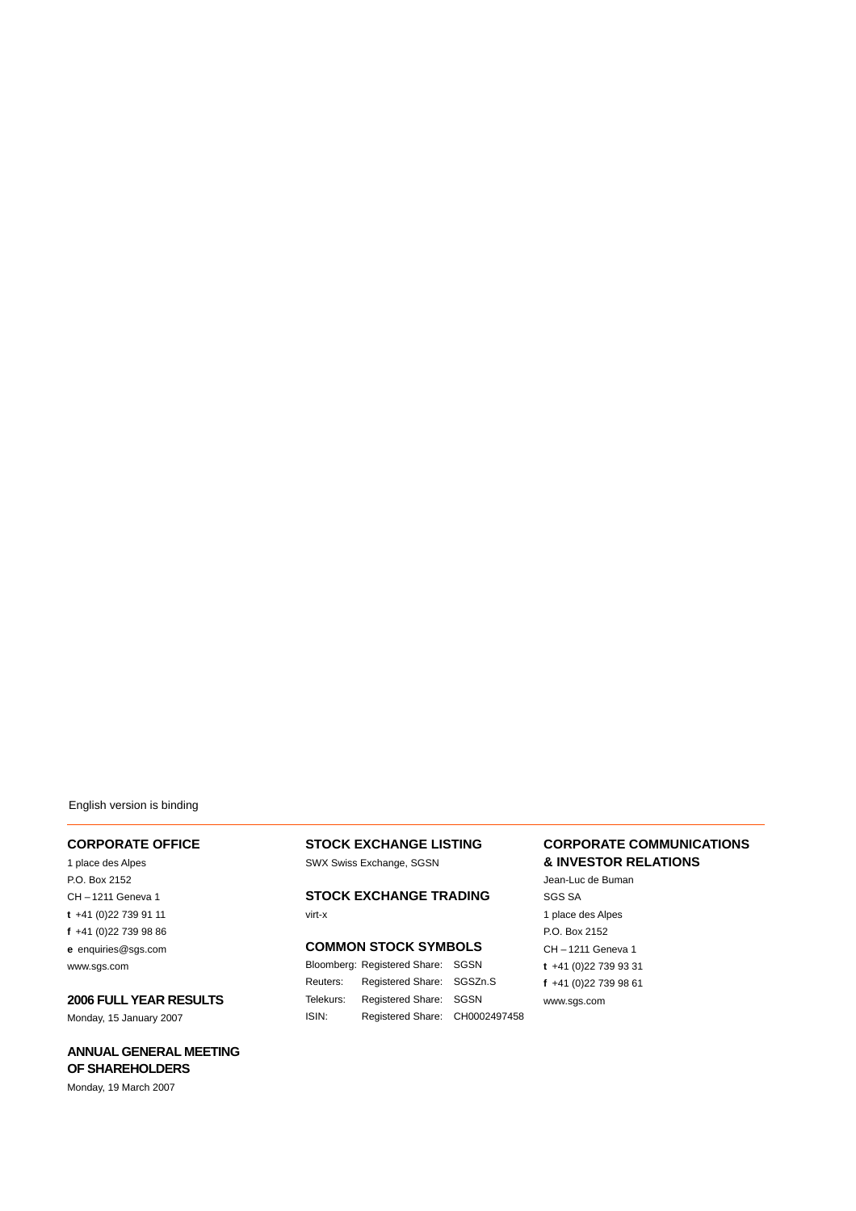English version is binding

### CORPORATE OFFICE

1 place des Alpes
P.O. Box 2152
CH – 1211 Geneva 1
**t** +41 (0)22 739 91 11
**f** +41 (0)22 739 98 86
**e** enquiries@sgs.com
www.sgs.com

### 2006 FULL YEAR RESULTS

Monday, 15 January 2007

### ANNUAL GENERAL MEETING OF SHAREHOLDERS

Monday, 19 March 2007

### STOCK EXCHANGE LISTING

SWX Swiss Exchange, SGSN

### STOCK EXCHANGE TRADING

virt-x

### COMMON STOCK SYMBOLS

| | | |
|---|---|---|
| Bloomberg: | Registered Share: | SGSN |
| Reuters: | Registered Share: | SGSZn.S |
| Telekurs: | Registered Share: | SGSN |
| ISIN: | Registered Share: | CH0002497458 |

### CORPORATE COMMUNICATIONS & INVESTOR RELATIONS

Jean-Luc de Buman
SGS SA
1 place des Alpes
P.O. Box 2152
CH – 1211 Geneva 1
**t** +41 (0)22 739 93 31
**f** +41 (0)22 739 98 61
www.sgs.com